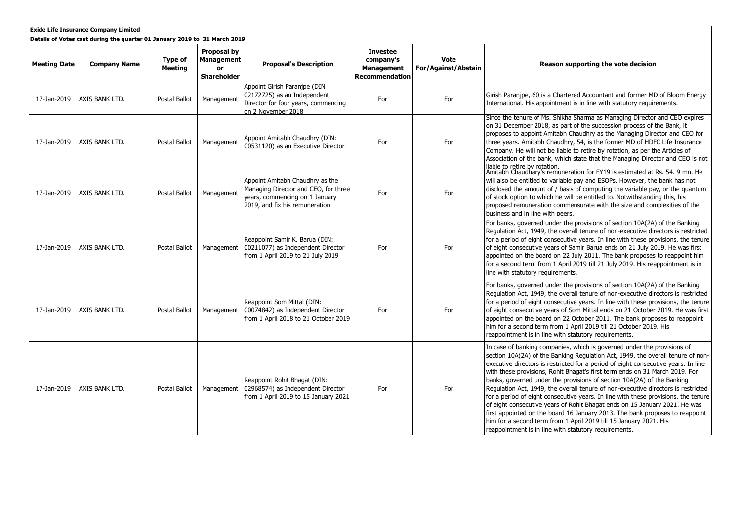**Exide Life Insurance Company Limited**

**Details of Votes cast during the quarter 01 January 2019 to 31 March 2019**

| Meeting Date | Company Name | Type of Meeting | Proposal by Management or Shareholder | Proposal's Description | Investee company's Management Recommendation | Vote For/Against/Abstain | Reason supporting the vote decision |
|---|---|---|---|---|---|---|---|
| 17-Jan-2019 | AXIS BANK LTD. | Postal Ballot | Management | Appoint Girish Paranjpe (DIN 02172725) as an Independent Director for four years, commencing on 2 November 2018 | For | For | Girish Paranjpe, 60 is a Chartered Accountant and former MD of Bloom Energy International. His appointment is in line with statutory requirements. |
| 17-Jan-2019 | AXIS BANK LTD. | Postal Ballot | Management | Appoint Amitabh Chaudhry (DIN: 00531120) as an Executive Director | For | For | Since the tenure of Ms. Shikha Sharma as Managing Director and CEO expires on 31 December 2018, as part of the succession process of the Bank, it proposes to appoint Amitabh Chaudhry as the Managing Director and CEO for three years. Amitabh Chaudhry, 54, is the former MD of HDFC Life Insurance Company. He will not be liable to retire by rotation, as per the Articles of Association of the bank, which state that the Managing Director and CEO is not liable to retire by rotation. |
| 17-Jan-2019 | AXIS BANK LTD. | Postal Ballot | Management | Appoint Amitabh Chaudhry as the Managing Director and CEO, for three years, commencing on 1 January 2019, and fix his remuneration | For | For | Amitabh Chaudhary's remuneration for FY19 is estimated at Rs. 54. 9 mn. He will also be entitled to variable pay and ESOPs. However, the bank has not disclosed the amount of / basis of computing the variable pay, or the quantum of stock option to which he will be entitled to. Notwithstanding this, his proposed remuneration commensurate with the size and complexities of the business and in line with peers. |
| 17-Jan-2019 | AXIS BANK LTD. | Postal Ballot | Management | Reappoint Samir K. Barua (DIN: 00211077) as Independent Director from 1 April 2019 to 21 July 2019 | For | For | For banks, governed under the provisions of section 10A(2A) of the Banking Regulation Act, 1949, the overall tenure of non-executive directors is restricted for a period of eight consecutive years. In line with these provisions, the tenure of eight consecutive years of Samir Barua ends on 21 July 2019. He was first appointed on the board on 22 July 2011. The bank proposes to reappoint him for a second term from 1 April 2019 till 21 July 2019. His reappointment is in line with statutory requirements. |
| 17-Jan-2019 | AXIS BANK LTD. | Postal Ballot | Management | Reappoint Som Mittal (DIN: 00074842) as Independent Director from 1 April 2018 to 21 October 2019 | For | For | For banks, governed under the provisions of section 10A(2A) of the Banking Regulation Act, 1949, the overall tenure of non-executive directors is restricted for a period of eight consecutive years. In line with these provisions, the tenure of eight consecutive years of Som Mittal ends on 21 October 2019. He was first appointed on the board on 22 October 2011. The bank proposes to reappoint him for a second term from 1 April 2019 till 21 October 2019. His reappointment is in line with statutory requirements. |
| 17-Jan-2019 | AXIS BANK LTD. | Postal Ballot | Management | Reappoint Rohit Bhagat (DIN: 02968574) as Independent Director from 1 April 2019 to 15 January 2021 | For | For | In case of banking companies, which is governed under the provisions of section 10A(2A) of the Banking Regulation Act, 1949, the overall tenure of non-executive directors is restricted for a period of eight consecutive years. In line with these provisions, Rohit Bhagat's first term ends on 31 March 2019. For banks, governed under the provisions of section 10A(2A) of the Banking Regulation Act, 1949, the overall tenure of non-executive directors is restricted for a period of eight consecutive years. In line with these provisions, the tenure of eight consecutive years of Rohit Bhagat ends on 15 January 2021. He was first appointed on the board 16 January 2013. The bank proposes to reappoint him for a second term from 1 April 2019 till 15 January 2021. His reappointment is in line with statutory requirements. |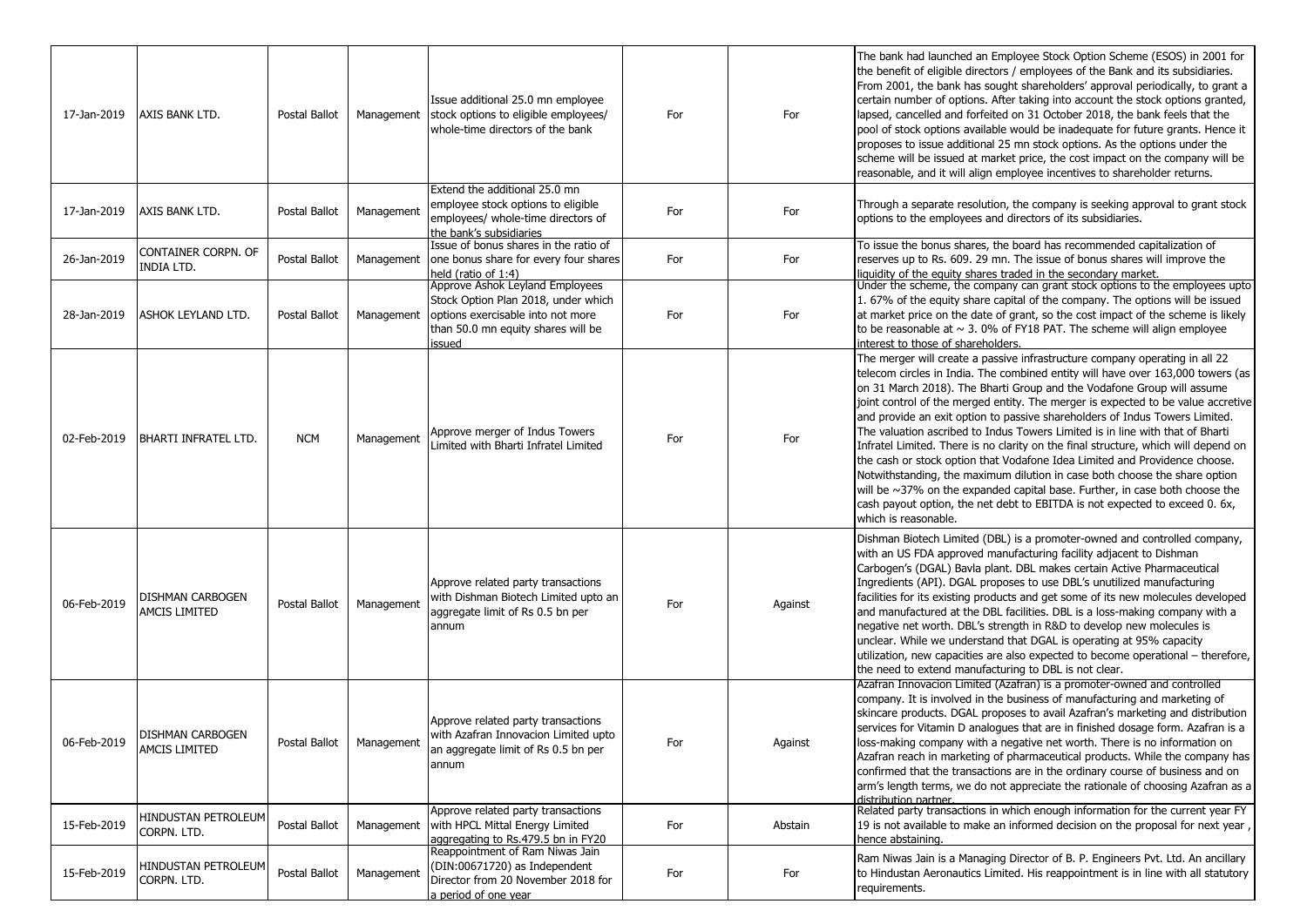| 17-Jan-2019 | AXIS BANK LTD. | Postal Ballot | Management | Issue additional 25.0 mn employee stock options to eligible employees/ whole-time directors of the bank | For | For | The bank had launched an Employee Stock Option Scheme (ESOS) in 2001 for the benefit of eligible directors / employees of the Bank and its subsidiaries. From 2001, the bank has sought shareholders' approval periodically, to grant a certain number of options. After taking into account the stock options granted, lapsed, cancelled and forfeited on 31 October 2018, the bank feels that the pool of stock options available would be inadequate for future grants. Hence it proposes to issue additional 25 mn stock options. As the options under the scheme will be issued at market price, the cost impact on the company will be reasonable, and it will align employee incentives to shareholder returns. |
|---|---|---|---|---|---|---|---|
| 17-Jan-2019 | AXIS BANK LTD. | Postal Ballot | Management | Extend the additional 25.0 mn employee stock options to eligible employees/ whole-time directors of the bank's subsidiaries | For | For | Through a separate resolution, the company is seeking approval to grant stock options to the employees and directors of its subsidiaries. |
| 26-Jan-2019 | CONTAINER CORPN. OF INDIA LTD. | Postal Ballot | Management | Issue of bonus shares in the ratio of one bonus share for every four shares held (ratio of 1:4) | For | For | To issue the bonus shares, the board has recommended capitalization of reserves up to Rs. 609. 29 mn. The issue of bonus shares will improve the liquidity of the equity shares traded in the secondary market. |
| 28-Jan-2019 | ASHOK LEYLAND LTD. | Postal Ballot | Management | Approve Ashok Leyland Employees Stock Option Plan 2018, under which options exercisable into not more than 50.0 mn equity shares will be issued | For | For | Under the scheme, the company can grant stock options to the employees upto 1. 67% of the equity share capital of the company. The options will be issued at market price on the date of grant, so the cost impact of the scheme is likely to be reasonable at ~ 3. 0% of FY18 PAT. The scheme will align employee interest to those of shareholders. |
| 02-Feb-2019 | BHARTI INFRATEL LTD. | NCM | Management | Approve merger of Indus Towers Limited with Bharti Infratel Limited | For | For | The merger will create a passive infrastructure company operating in all 22 telecom circles in India. The combined entity will have over 163,000 towers (as on 31 March 2018). The Bharti Group and the Vodafone Group will assume joint control of the merged entity. The merger is expected to be value accretive and provide an exit option to passive shareholders of Indus Towers Limited. The valuation ascribed to Indus Towers Limited is in line with that of Bharti Infratel Limited. There is no clarity on the final structure, which will depend on the cash or stock option that Vodafone Idea Limited and Providence choose. Notwithstanding, the maximum dilution in case both choose the share option will be ~37% on the expanded capital base. Further, in case both choose the cash payout option, the net debt to EBITDA is not expected to exceed 0. 6x, which is reasonable. |
| 06-Feb-2019 | DISHMAN CARBOGEN AMCIS LIMITED | Postal Ballot | Management | Approve related party transactions with Dishman Biotech Limited upto an aggregate limit of Rs 0.5 bn per annum | For | Against | Dishman Biotech Limited (DBL) is a promoter-owned and controlled company, with an US FDA approved manufacturing facility adjacent to Dishman Carbogen's (DGAL) Bavla plant. DBL makes certain Active Pharmaceutical Ingredients (API). DGAL proposes to use DBL's unutilized manufacturing facilities for its existing products and get some of its new molecules developed and manufactured at the DBL facilities. DBL is a loss-making company with a negative net worth. DBL's strength in R&D to develop new molecules is unclear. While we understand that DGAL is operating at 95% capacity utilization, new capacities are also expected to become operational – therefore, the need to extend manufacturing to DBL is not clear. |
| 06-Feb-2019 | DISHMAN CARBOGEN AMCIS LIMITED | Postal Ballot | Management | Approve related party transactions with Azafran Innovacion Limited upto an aggregate limit of Rs 0.5 bn per annum | For | Against | Azafran Innovacion Limited (Azafran) is a promoter-owned and controlled company. It is involved in the business of manufacturing and marketing of skincare products. DGAL proposes to avail Azafran's marketing and distribution services for Vitamin D analogues that are in finished dosage form. Azafran is a loss-making company with a negative net worth. There is no information on Azafran reach in marketing of pharmaceutical products. While the company has confirmed that the transactions are in the ordinary course of business and on arm's length terms, we do not appreciate the rationale of choosing Azafran as a distribution partner. |
| 15-Feb-2019 | HINDUSTAN PETROLEUM CORPN. LTD. | Postal Ballot | Management | Approve related party transactions with HPCL Mittal Energy Limited aggregating to Rs.479.5 bn in FY20 | For | Abstain | Related party transactions in which enough information for the current year FY 19 is not available to make an informed decision on the proposal for next year , hence abstaining. |
| 15-Feb-2019 | HINDUSTAN PETROLEUM CORPN. LTD. | Postal Ballot | Management | Reappointment of Ram Niwas Jain (DIN:00671720) as Independent Director from 20 November 2018 for a period of one year | For | For | Ram Niwas Jain is a Managing Director of B. P. Engineers Pvt. Ltd. An ancillary to Hindustan Aeronautics Limited. His reappointment is in line with all statutory requirements. |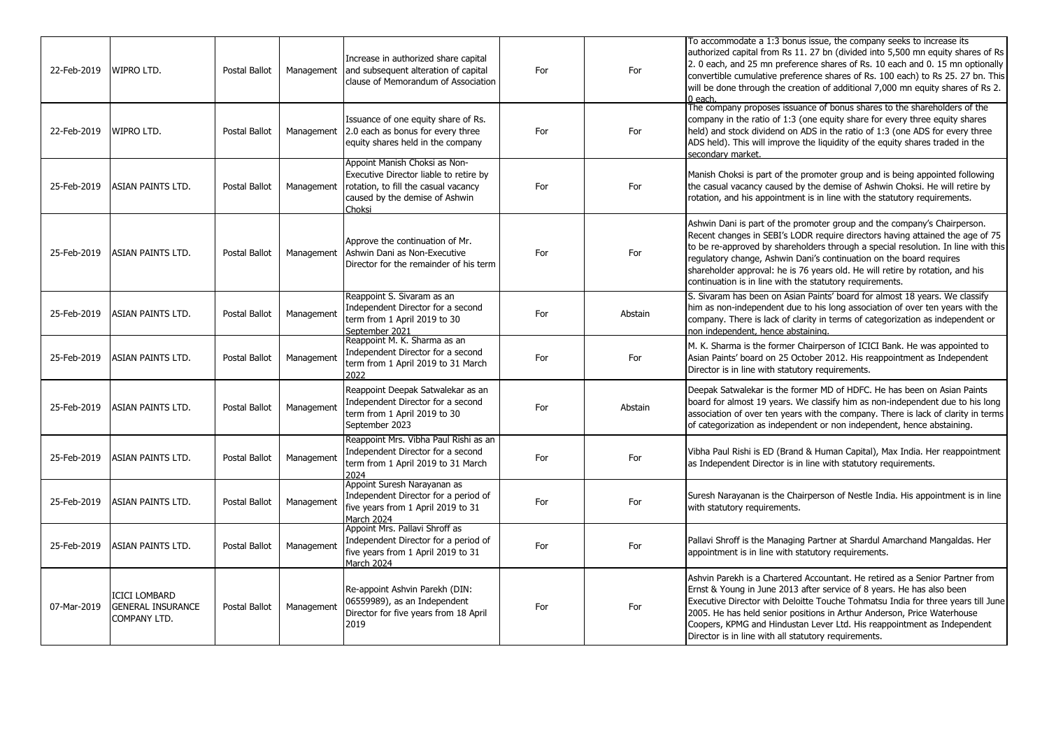| 22-Feb-2019 | WIPRO LTD. | Postal Ballot | Management | Increase in authorized share capital and subsequent alteration of capital clause of Memorandum of Association | For | For | To accommodate a 1:3 bonus issue, the company seeks to increase its authorized capital from Rs 11. 27 bn (divided into 5,500 mn equity shares of Rs 2. 0 each, and 25 mn preference shares of Rs. 10 each and 0. 15 mn optionally convertible cumulative preference shares of Rs. 100 each) to Rs 25. 27 bn. This will be done through the creation of additional 7,000 mn equity shares of Rs 2. 0 each. |
|---|---|---|---|---|---|---|---|
| 22-Feb-2019 | WIPRO LTD. | Postal Ballot | Management | Issuance of one equity share of Rs. 2.0 each as bonus for every three equity shares held in the company | For | For | The company proposes issuance of bonus shares to the shareholders of the company in the ratio of 1:3 (one equity share for every three equity shares held) and stock dividend on ADS in the ratio of 1:3 (one ADS for every three ADS held). This will improve the liquidity of the equity shares traded in the secondary market. |
| 25-Feb-2019 | ASIAN PAINTS LTD. | Postal Ballot | Management | Appoint Manish Choksi as Non-Executive Director liable to retire by rotation, to fill the casual vacancy caused by the demise of Ashwin Choksi | For | For | Manish Choksi is part of the promoter group and is being appointed following the casual vacancy caused by the demise of Ashwin Choksi. He will retire by rotation, and his appointment is in line with the statutory requirements. |
| 25-Feb-2019 | ASIAN PAINTS LTD. | Postal Ballot | Management | Approve the continuation of Mr. Ashwin Dani as Non-Executive Director for the remainder of his term | For | For | Ashwin Dani is part of the promoter group and the company's Chairperson. Recent changes in SEBI's LODR require directors having attained the age of 75 to be re-approved by shareholders through a special resolution. In line with this regulatory change, Ashwin Dani's continuation on the board requires shareholder approval: he is 76 years old. He will retire by rotation, and his continuation is in line with the statutory requirements. |
| 25-Feb-2019 | ASIAN PAINTS LTD. | Postal Ballot | Management | Reappoint S. Sivaram as an Independent Director for a second term from 1 April 2019 to 30 September 2021 | For | Abstain | S. Sivaram has been on Asian Paints' board for almost 18 years. We classify him as non-independent due to his long association of over ten years with the company. There is lack of clarity in terms of categorization as independent or non independent, hence abstaining. |
| 25-Feb-2019 | ASIAN PAINTS LTD. | Postal Ballot | Management | Reappoint M. K. Sharma as an Independent Director for a second term from 1 April 2019 to 31 March 2022 | For | For | M. K. Sharma is the former Chairperson of ICICI Bank. He was appointed to Asian Paints' board on 25 October 2012. His reappointment as Independent Director is in line with statutory requirements. |
| 25-Feb-2019 | ASIAN PAINTS LTD. | Postal Ballot | Management | Reappoint Deepak Satwalekar as an Independent Director for a second term from 1 April 2019 to 30 September 2023 | For | Abstain | Deepak Satwalekar is the former MD of HDFC. He has been on Asian Paints board for almost 19 years. We classify him as non-independent due to his long association of over ten years with the company. There is lack of clarity in terms of categorization as independent or non independent, hence abstaining. |
| 25-Feb-2019 | ASIAN PAINTS LTD. | Postal Ballot | Management | Reappoint Mrs. Vibha Paul Rishi as an Independent Director for a second term from 1 April 2019 to 31 March 2024 | For | For | Vibha Paul Rishi is ED (Brand & Human Capital), Max India. Her reappointment as Independent Director is in line with statutory requirements. |
| 25-Feb-2019 | ASIAN PAINTS LTD. | Postal Ballot | Management | Appoint Suresh Narayanan as Independent Director for a period of five years from 1 April 2019 to 31 March 2024 | For | For | Suresh Narayanan is the Chairperson of Nestle India. His appointment is in line with statutory requirements. |
| 25-Feb-2019 | ASIAN PAINTS LTD. | Postal Ballot | Management | Appoint Mrs. Pallavi Shroff as Independent Director for a period of five years from 1 April 2019 to 31 March 2024 | For | For | Pallavi Shroff is the Managing Partner at Shardul Amarchand Mangaldas. Her appointment is in line with statutory requirements. |
| 07-Mar-2019 | ICICI LOMBARD GENERAL INSURANCE COMPANY LTD. | Postal Ballot | Management | Re-appoint Ashvin Parekh (DIN: 06559989), as an Independent Director for five years from 18 April 2019 | For | For | Ashvin Parekh is a Chartered Accountant. He retired as a Senior Partner from Ernst & Young in June 2013 after service of 8 years. He has also been Executive Director with Deloitte Touche Tohmatsu India for three years till June 2005. He has held senior positions in Arthur Anderson, Price Waterhouse Coopers, KPMG and Hindustan Lever Ltd. His reappointment as Independent Director is in line with all statutory requirements. |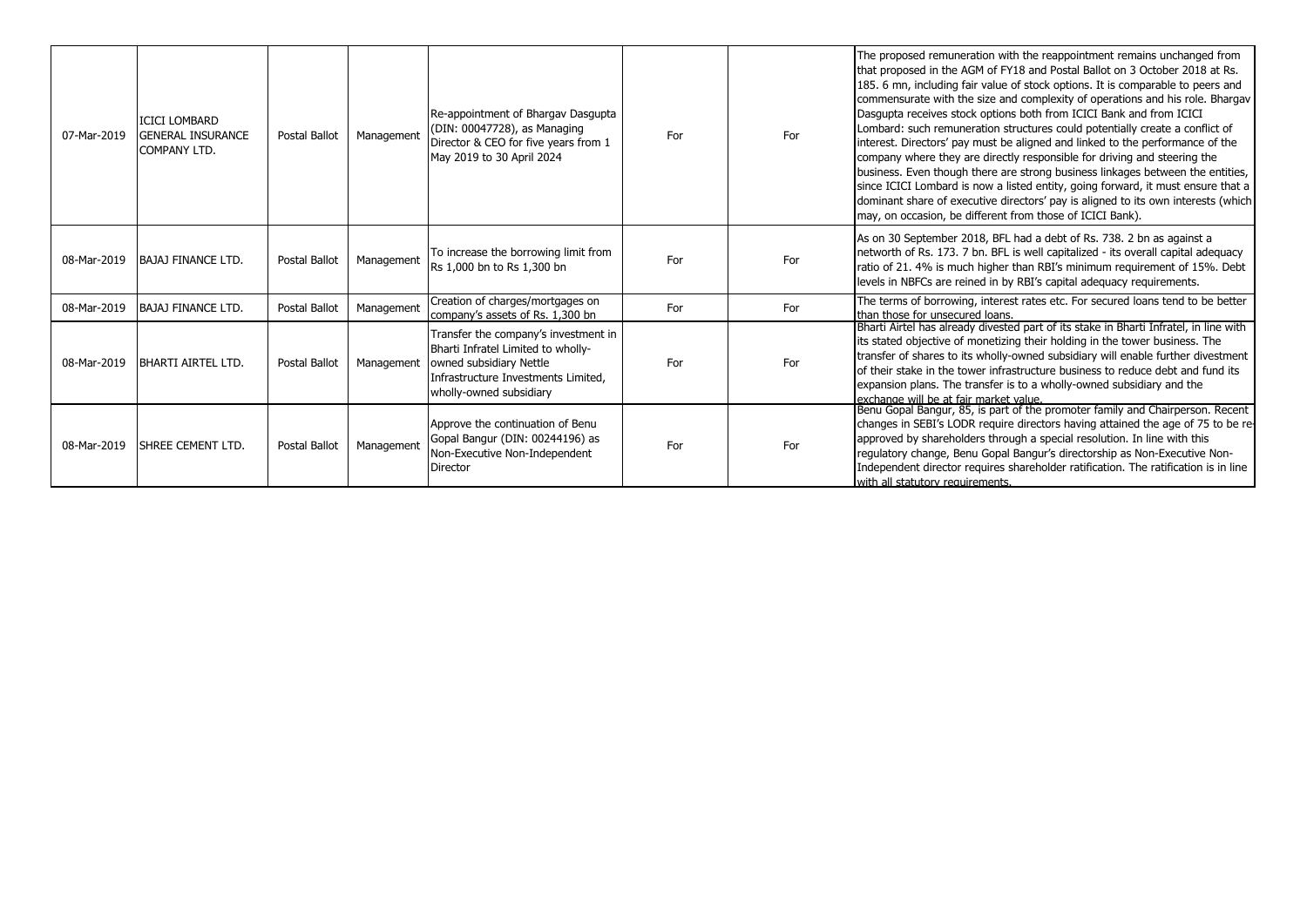| | | | | | | | |
|---|---|---|---|---|---|---|---|
| 07-Mar-2019 | ICICI LOMBARD GENERAL INSURANCE COMPANY LTD. | Postal Ballot | Management | Re-appointment of Bhargav Dasgupta (DIN: 00047728), as Managing Director & CEO for five years from 1 May 2019 to 30 April 2024 | For | For | The proposed remuneration with the reappointment remains unchanged from that proposed in the AGM of FY18 and Postal Ballot on 3 October 2018 at Rs. 185. 6 mn, including fair value of stock options. It is comparable to peers and commensurate with the size and complexity of operations and his role. Bhargav Dasgupta receives stock options both from ICICI Bank and from ICICI Lombard: such remuneration structures could potentially create a conflict of interest. Directors' pay must be aligned and linked to the performance of the company where they are directly responsible for driving and steering the business. Even though there are strong business linkages between the entities, since ICICI Lombard is now a listed entity, going forward, it must ensure that a dominant share of executive directors' pay is aligned to its own interests (which may, on occasion, be different from those of ICICI Bank). |
| 08-Mar-2019 | BAJAJ FINANCE LTD. | Postal Ballot | Management | To increase the borrowing limit from Rs 1,000 bn to Rs 1,300 bn | For | For | As on 30 September 2018, BFL had a debt of Rs. 738. 2 bn as against a networth of Rs. 173. 7 bn. BFL is well capitalized - its overall capital adequacy ratio of 21. 4% is much higher than RBI's minimum requirement of 15%. Debt levels in NBFCs are reined in by RBI's capital adequacy requirements. |
| 08-Mar-2019 | BAJAJ FINANCE LTD. | Postal Ballot | Management | Creation of charges/mortgages on company's assets of Rs. 1,300 bn | For | For | The terms of borrowing, interest rates etc. For secured loans tend to be better than those for unsecured loans. |
| 08-Mar-2019 | BHARTI AIRTEL LTD. | Postal Ballot | Management | Transfer the company's investment in Bharti Infratel Limited to wholly-owned subsidiary Nettle Infrastructure Investments Limited, wholly-owned subsidiary | For | For | Bharti Airtel has already divested part of its stake in Bharti Infratel, in line with its stated objective of monetizing their holding in the tower business. The transfer of shares to its wholly-owned subsidiary will enable further divestment of their stake in the tower infrastructure business to reduce debt and fund its expansion plans. The transfer is to a wholly-owned subsidiary and the exchange will be at fair market value. |
| 08-Mar-2019 | SHREE CEMENT LTD. | Postal Ballot | Management | Approve the continuation of Benu Gopal Bangur (DIN: 00244196) as Non-Executive Non-Independent Director | For | For | Benu Gopal Bangur, 85, is part of the promoter family and Chairperson. Recent changes in SEBI's LODR require directors having attained the age of 75 to be re-approved by shareholders through a special resolution. In line with this regulatory change, Benu Gopal Bangur's directorship as Non-Executive Non-Independent director requires shareholder ratification. The ratification is in line with all statutory requirements. |